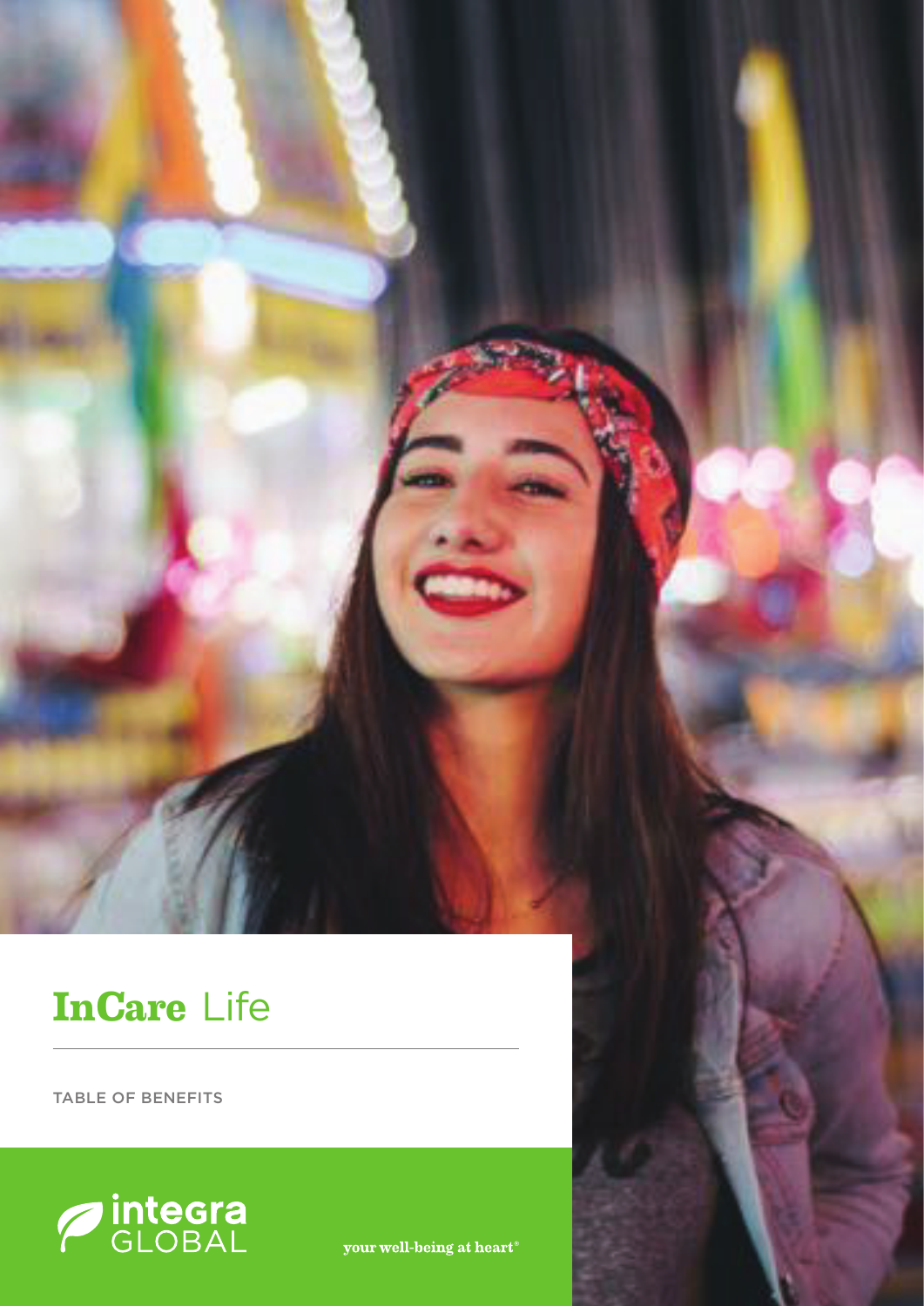# **InCare** Life

TABLE OF BENEFITS

integra GLOBAL

your well-being at heart®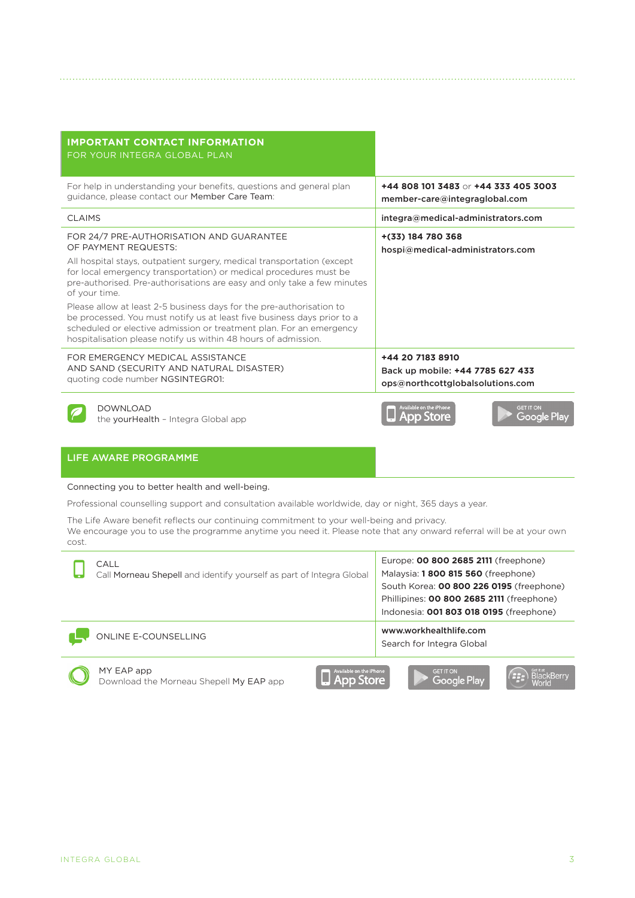## IMPORTANT CONTACT INFORMATION
FOR YOUR INTEGRA GLOBAL PLAN

| | |
|---|---|
| For help in understanding your benefits, questions and general plan guidance, please contact our Member Care Team: | **+44 808 101 3483** or **+44 333 405 3003**<br>**member-care@integraglobal.com** |
| CLAIMS | **integra@medical-administrators.com** |
| FOR 24/7 PRE-AUTHORISATION AND GUARANTEE OF PAYMENT REQUESTS:<br>All hospital stays, outpatient surgery, medical transportation (except for local emergency transportation) or medical procedures must be pre-authorised. Pre-authorisations are easy and only take a few minutes of your time.<br>Please allow at least 2-5 business days for the pre-authorisation to be processed. You must notify us at least five business days prior to a scheduled or elective admission or treatment plan. For an emergency hospitalisation please notify us within 48 hours of admission. | **+(33) 184 780 368**<br>**hospi@medical-administrators.com** |
| FOR EMERGENCY MEDICAL ASSISTANCE AND SAND (SECURITY AND NATURAL DISASTER) quoting code number NGSINTEGR01: | **+44 20 7183 8910**<br>**Back up mobile: +44 7785 627 433**<br>**ops@northcottglobalsolutions.com** |
| DOWNLOAD<br>the yourHealth – Integra Global app | App Store / Google Play |

## LIFE AWARE PROGRAMME

Connecting you to better health and well-being.

Professional counselling support and consultation available worldwide, day or night, 365 days a year.

The Life Aware benefit reflects our continuing commitment to your well-being and privacy.
We encourage you to use the programme anytime you need it. Please note that any onward referral will be at your own cost.

| | |
|---|---|
| CALL<br>Call Morneau Shepell and identify yourself as part of Integra Global | Europe: **00 800 2685 2111** (freephone)<br>Malaysia: **1 800 815 560** (freephone)<br>South Korea: **00 800 226 0195** (freephone)<br>Phillipines: **00 800 2685 2111** (freephone)<br>Indonesia: **001 803 018 0195** (freephone) |
| ONLINE E-COUNSELLING | **www.workhealthlife.com**<br>Search for Integra Global |
| MY EAP app<br>Download the Morneau Shepell My EAP app | App Store / Google Play / BlackBerry World |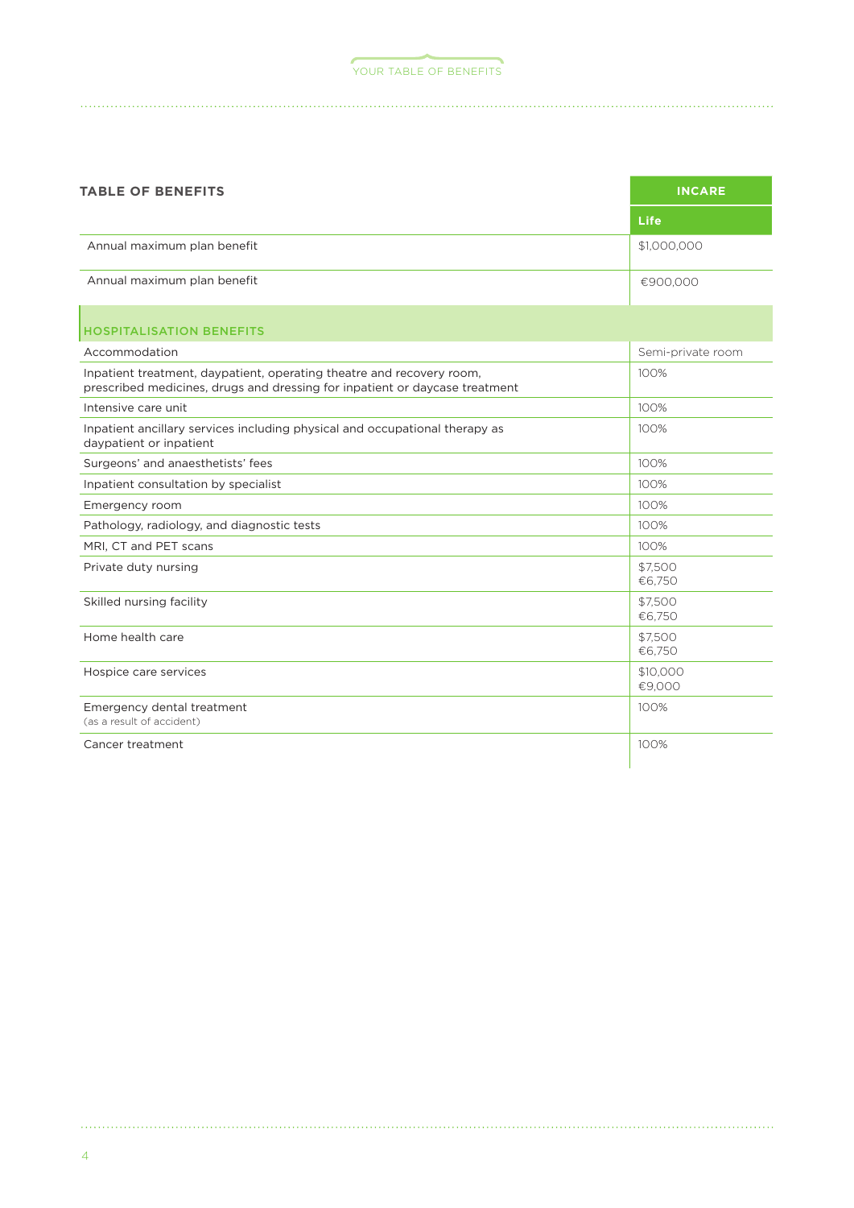| TABLE OF BENEFITS | INCARE |
|---|---|
| | Life |
| Annual maximum plan benefit | $1,000,000 |
| Annual maximum plan benefit | €900,000 |
| **HOSPITALISATION BENEFITS** | |
| Accommodation | Semi-private room |
| Inpatient treatment, daypatient, operating theatre and recovery room, prescribed medicines, drugs and dressing for inpatient or daycase treatment | 100% |
| Intensive care unit | 100% |
| Inpatient ancillary services including physical and occupational therapy as daypatient or inpatient | 100% |
| Surgeons' and anaesthetists' fees | 100% |
| Inpatient consultation by specialist | 100% |
| Emergency room | 100% |
| Pathology, radiology, and diagnostic tests | 100% |
| MRI, CT and PET scans | 100% |
| Private duty nursing | $7,500<br>€6,750 |
| Skilled nursing facility | $7,500<br>€6,750 |
| Home health care | $7,500<br>€6,750 |
| Hospice care services | $10,000<br>€9,000 |
| Emergency dental treatment<br>(as a result of accident) | 100% |
| Cancer treatment | 100% |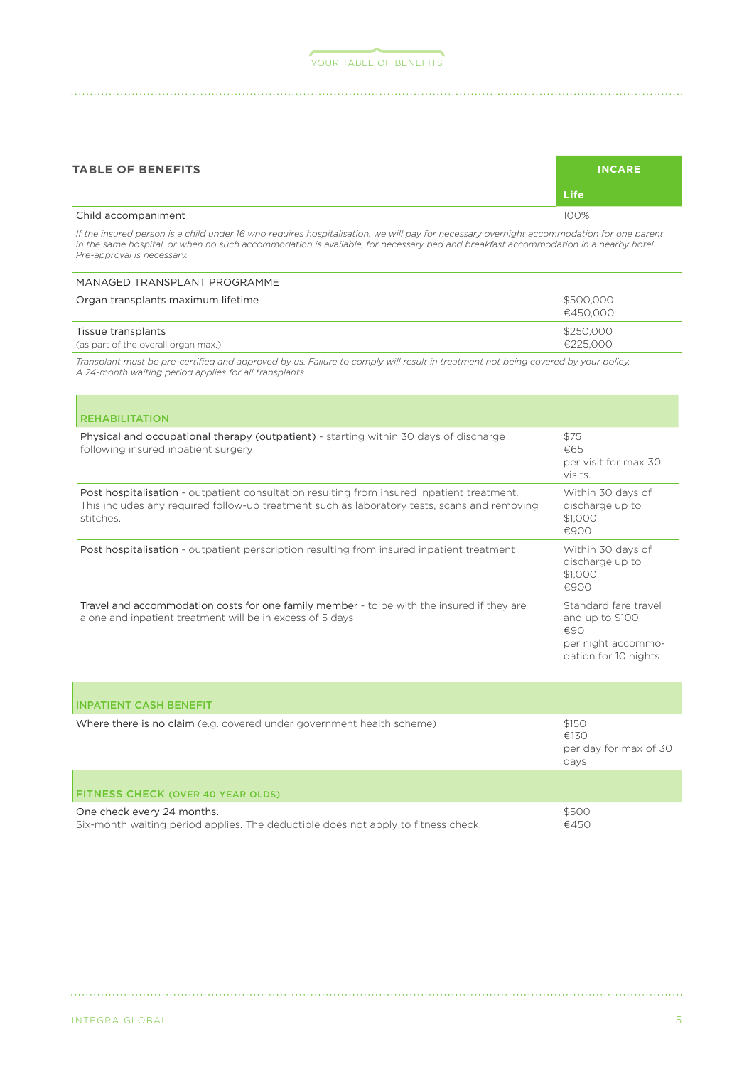| TABLE OF BENEFITS | INCARE |
|---|---|
| | **Life** |
| Child accompaniment | 100% |

*If the insured person is a child under 16 who requires hospitalisation, we will pay for necessary overnight accommodation for one parent in the same hospital, or when no such accommodation is available, for necessary bed and breakfast accommodation in a nearby hotel. Pre-approval is necessary.*

| MANAGED TRANSPLANT PROGRAMME | |
|---|---|
| Organ transplants maximum lifetime | $500,000<br>€450,000 |
| Tissue transplants<br>(as part of the overall organ max.) | $250,000<br>€225,000 |

*Transplant must be pre-certified and approved by us. Failure to comply will result in treatment not being covered by your policy. A 24-month waiting period applies for all transplants.*

| REHABILITATION | |
|---|---|
| Physical and occupational therapy (outpatient) - starting within 30 days of discharge following insured inpatient surgery | $75<br>€65<br>per visit for max 30 visits. |
| Post hospitalisation - outpatient consultation resulting from insured inpatient treatment. This includes any required follow-up treatment such as laboratory tests, scans and removing stitches. | Within 30 days of discharge up to<br>$1,000<br>€900 |
| Post hospitalisation - outpatient perscription resulting from insured inpatient treatment | Within 30 days of discharge up to<br>$1,000<br>€900 |
| Travel and accommodation costs for one family member - to be with the insured if they are alone and inpatient treatment will be in excess of 5 days | Standard fare travel and up to $100<br>€90<br>per night accommodation for 10 nights |

| INPATIENT CASH BENEFIT | |
|---|---|
| Where there is no claim (e.g. covered under government health scheme) | $150<br>€130<br>per day for max of 30 days |

| FITNESS CHECK (OVER 40 YEAR OLDS) | |
|---|---|
| One check every 24 months.<br>Six-month waiting period applies. The deductible does not apply to fitness check. | $500<br>€450 |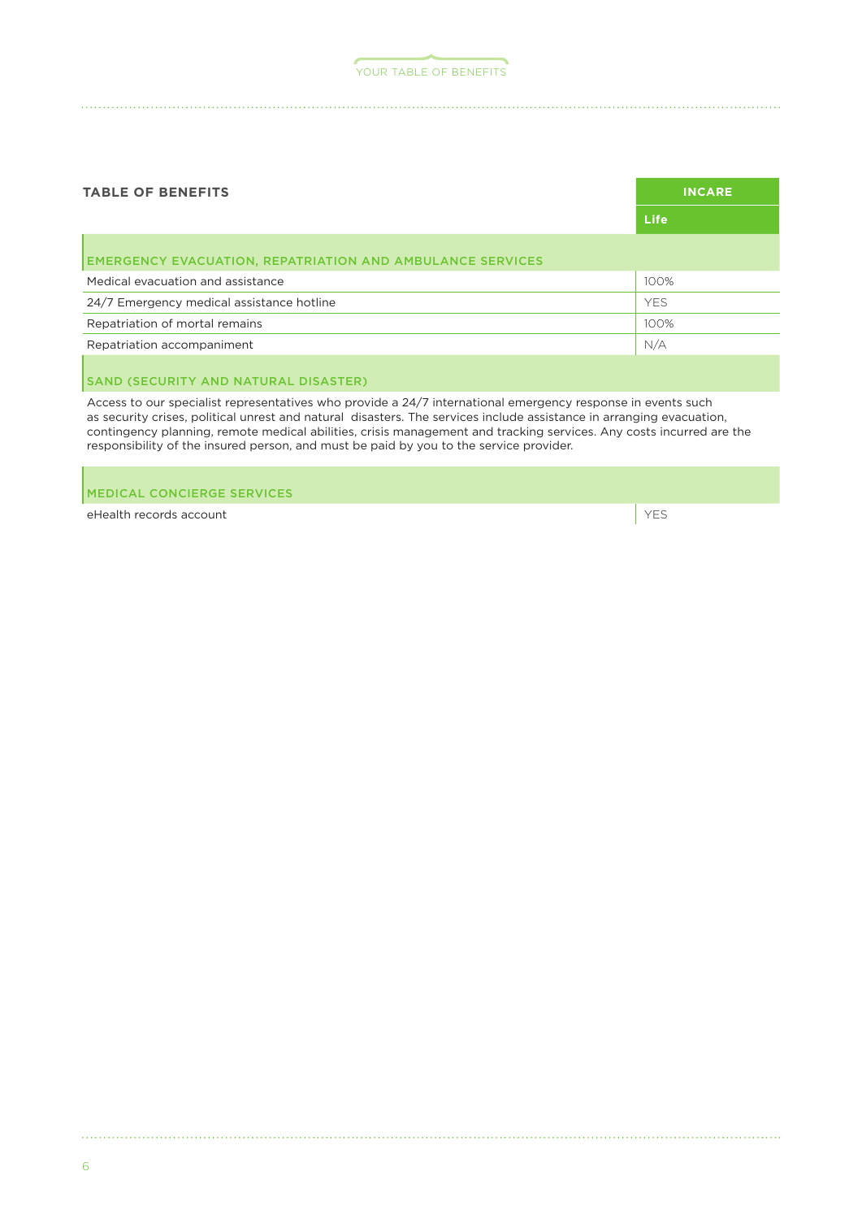| TABLE OF BENEFITS | INCARE |
|---|---|
| | **Life** |
| **EMERGENCY EVACUATION, REPATRIATION AND AMBULANCE SERVICES** | |
| Medical evacuation and assistance | 100% |
| 24/7 Emergency medical assistance hotline | YES |
| Repatriation of mortal remains | 100% |
| Repatriation accompaniment | N/A |

## SAND (SECURITY AND NATURAL DISASTER)

Access to our specialist representatives who provide a 24/7 international emergency response in events such as security crises, political unrest and natural disasters. The services include assistance in arranging evacuation, contingency planning, remote medical abilities, crisis management and tracking services. Any costs incurred are the responsibility of the insured person, and must be paid by you to the service provider.

| MEDICAL CONCIERGE SERVICES | |
|---|---|
| eHealth records account | YES |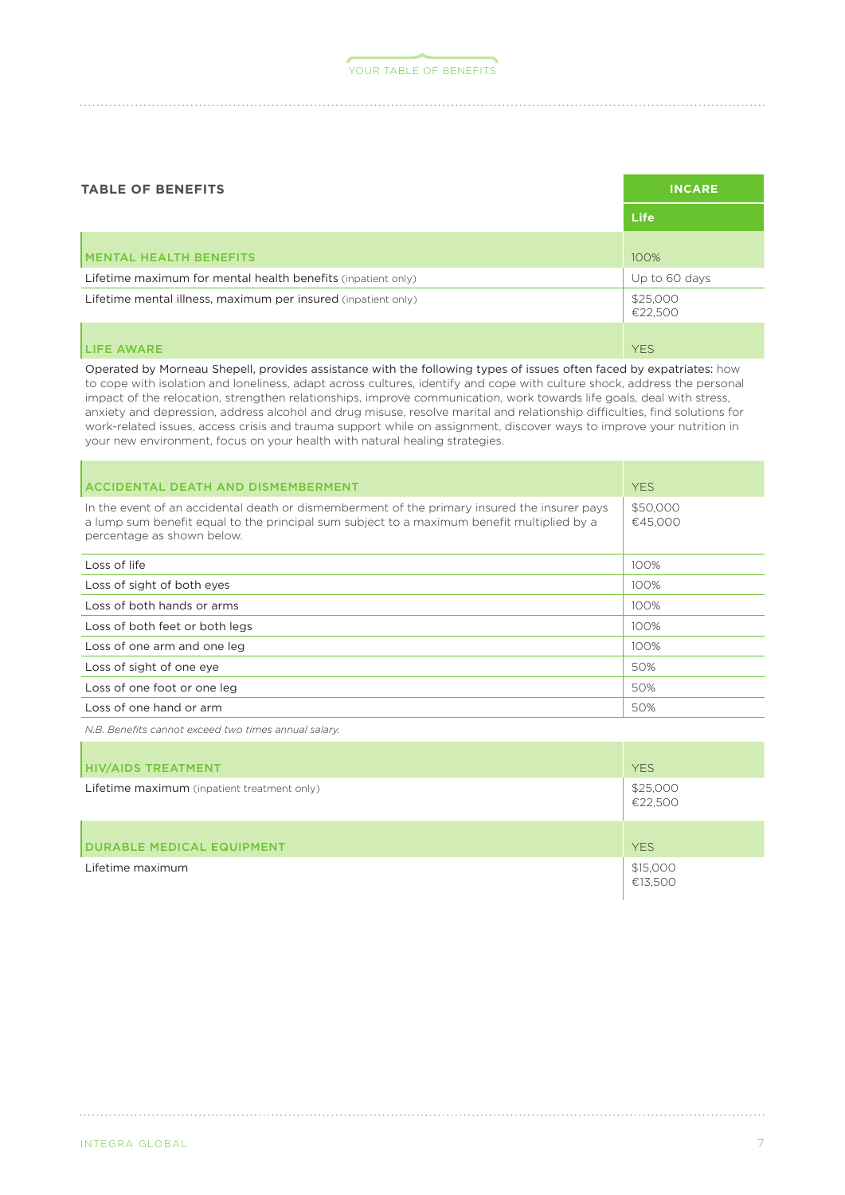| TABLE OF BENEFITS | INCARE |
| --- | --- |
| | Life |
| MENTAL HEALTH BENEFITS | 100% |
| Lifetime maximum for mental health benefits (inpatient only) | Up to 60 days |
| Lifetime mental illness, maximum per insured (inpatient only) | $25,000<br>€22,500 |
| LIFE AWARE | YES |

Operated by Morneau Shepell, provides assistance with the following types of issues often faced by expatriates: how to cope with isolation and loneliness, adapt across cultures, identify and cope with culture shock, address the personal impact of the relocation, strengthen relationships, improve communication, work towards life goals, deal with stress, anxiety and depression, address alcohol and drug misuse, resolve marital and relationship difficulties, find solutions for work-related issues, access crisis and trauma support while on assignment, discover ways to improve your nutrition in your new environment, focus on your health with natural healing strategies.

| ACCIDENTAL DEATH AND DISMEMBERMENT | YES |
| --- | --- |
| In the event of an accidental death or dismemberment of the primary insured the insurer pays a lump sum benefit equal to the principal sum subject to a maximum benefit multiplied by a percentage as shown below. | $50,000<br>€45,000 |
| Loss of life | 100% |
| Loss of sight of both eyes | 100% |
| Loss of both hands or arms | 100% |
| Loss of both feet or both legs | 100% |
| Loss of one arm and one leg | 100% |
| Loss of sight of one eye | 50% |
| Loss of one foot or one leg | 50% |
| Loss of one hand or arm | 50% |

*N.B. Benefits cannot exceed two times annual salary.*

| HIV/AIDS TREATMENT | YES |
| --- | --- |
| Lifetime maximum (inpatient treatment only) | $25,000<br>€22,500 |
| DURABLE MEDICAL EQUIPMENT | YES |
| Lifetime maximum | $15,000<br>€13,500 |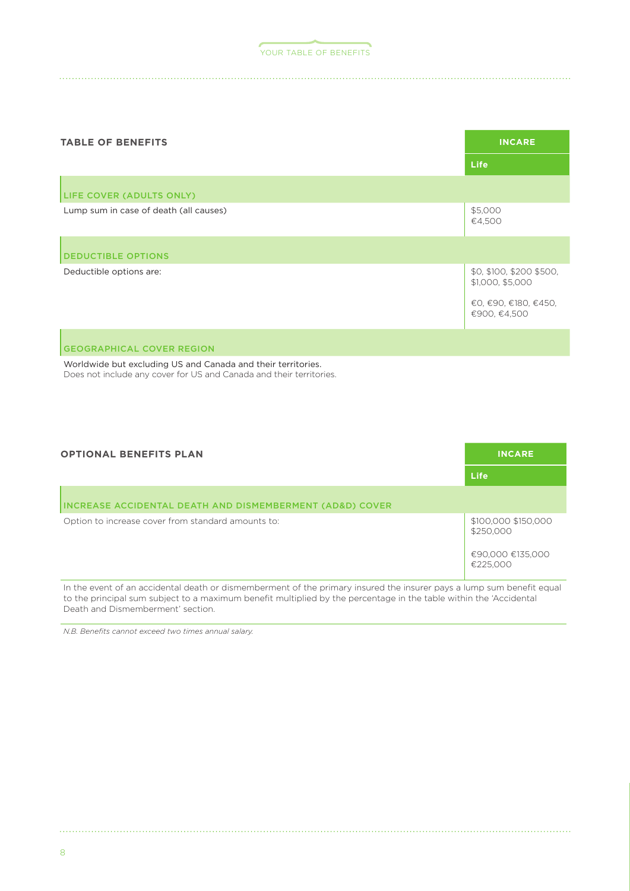| TABLE OF BENEFITS | INCARE |
|---|---|
| | **Life** |
| **LIFE COVER (ADULTS ONLY)** | |
| Lump sum in case of death (all causes) | $5,000<br>€4,500 |
| **DEDUCTIBLE OPTIONS** | |
| Deductible options are: | $0, $100, $200 $500, $1,000, $5,000<br><br>€0, €90, €180, €450, €900, €4,500 |
| **GEOGRAPHICAL COVER REGION** | |

Worldwide but excluding US and Canada and their territories.
Does not include any cover for US and Canada and their territories.

| OPTIONAL BENEFITS PLAN | INCARE |
|---|---|
| | **Life** |
| **INCREASE ACCIDENTAL DEATH AND DISMEMBERMENT (AD&D) COVER** | |
| Option to increase cover from standard amounts to: | $100,000 $150,000 $250,000<br><br>€90,000 €135,000 €225,000 |

In the event of an accidental death or dismemberment of the primary insured the insurer pays a lump sum benefit equal to the principal sum subject to a maximum benefit multiplied by the percentage in the table within the 'Accidental Death and Dismemberment' section.

*N.B. Benefits cannot exceed two times annual salary.*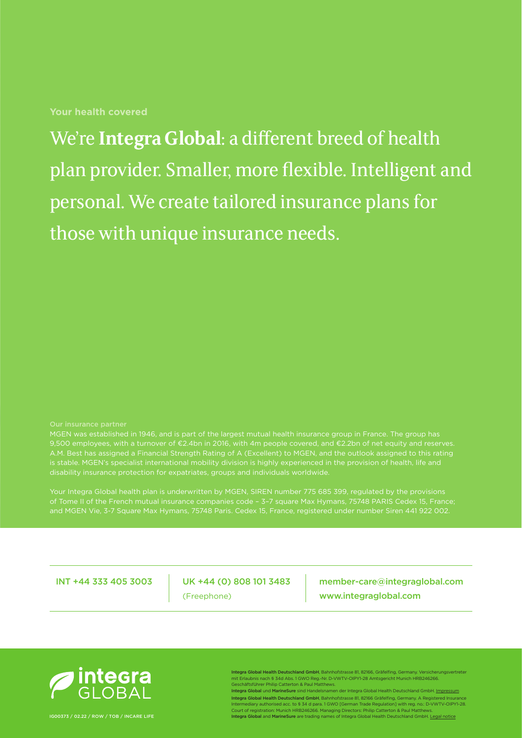**Your health covered**

We're **Integra Global**: a different breed of health plan provider. Smaller, more flexible. Intelligent and personal. We create tailored insurance plans for those with unique insurance needs.

**Our insurance partner**

MGEN was established in 1946, and is part of the largest mutual health insurance group in France. The group has 9,500 employees, with a turnover of €2.4bn in 2016, with 4m people covered, and €2.2bn of net equity and reserves. A.M. Best has assigned a Financial Strength Rating of A (Excellent) to MGEN, and the outlook assigned to this rating is stable. MGEN's specialist international mobility division is highly experienced in the provision of health, life and disability insurance protection for expatriates, groups and individuals worldwide.

Your Integra Global health plan is underwritten by MGEN, SIREN number 775 685 399, regulated by the provisions of Tome II of the French mutual insurance companies code – 3–7 square Max Hymans, 75748 PARIS Cedex 15, France; and MGEN Vie, 3-7 Square Max Hymans, 75748 Paris. Cedex 15, France, registered under number Siren 441 922 002.

INT +44 333 405 3003

UK +44 (0) 808 101 3483 (Freephone)

member-care@integraglobal.com
www.integraglobal.com

**Integra Global Health Deutschland GmbH**, Bahnhofstrasse 81, 82166, Gräfelfing, Germany. Versicherungsvertreter mit Erlaubnis nach § 34d Abs. 1 GWO Reg.-Nr. D-VWTV-OIPY1-28 Amtsgericht Munich HRB246266. Geschäftsführer Philip Catterton & Paul Matthews.
**Integra Global** und **MarineSure** sind Handelsnamen der Integra Global Health Deutschland GmbH. Impressum
**Integra Global Health Deutschland GmbH**, Bahnhofstrasse 81, 82166 Gräfelfing, Germany. A Registered Insurance Intermediary authorised acc. to § 34 d para. 1 GWO [German Trade Regulation] with reg. no.: D-VWTV-OIPY1-28. Court of registration: Munich HRB246266. Managing Directors: Philip Catterton & Paul Matthews.
**Integra Global** and **MarineSure** are trading names of Integra Global Health Deutschland GmbH. Legal notice

IG00373 / 02.22 / ROW / TOB / INCARE LIFE